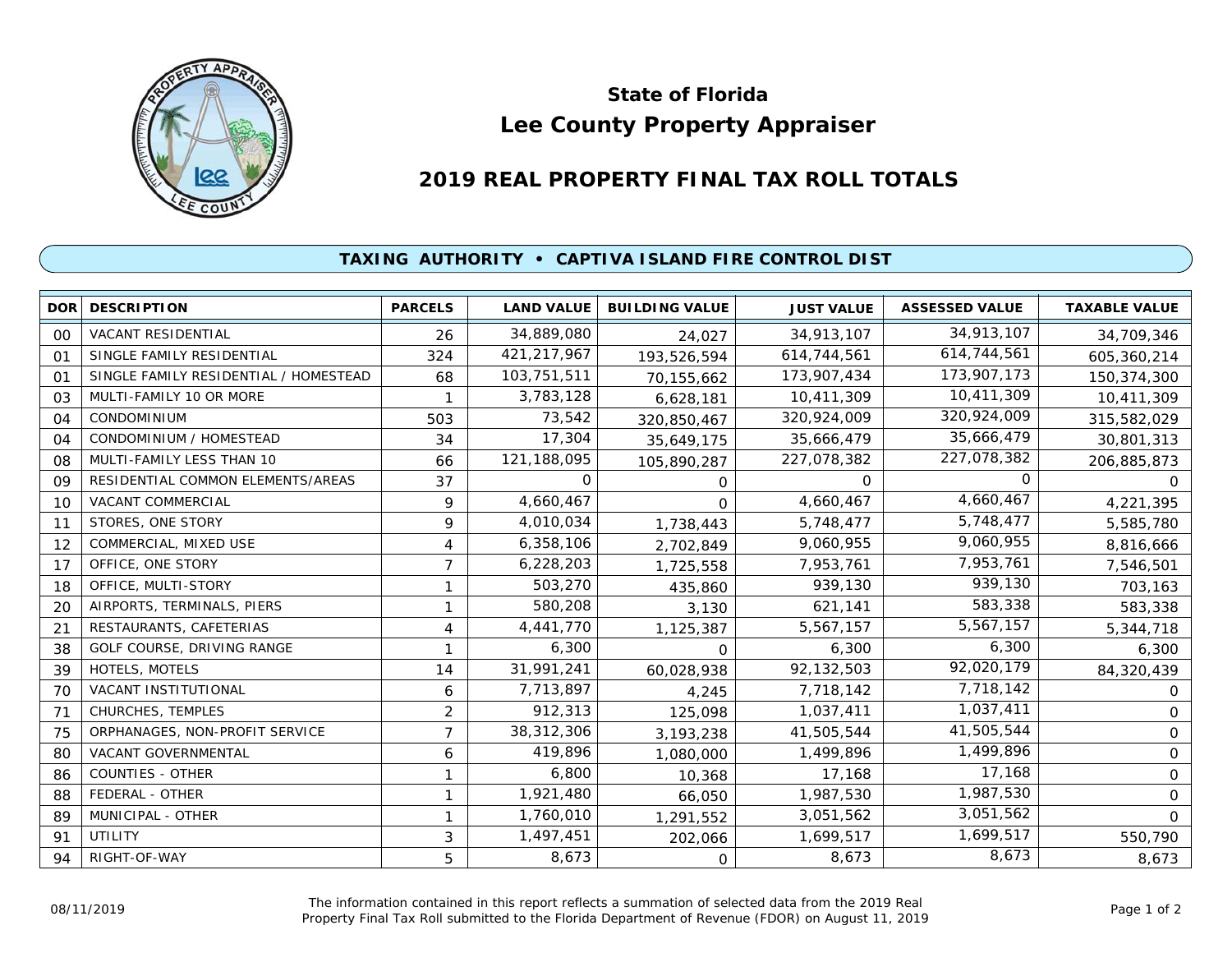# State of Florida
# Lee County Property Appraiser

## 2019 REAL PROPERTY FINAL TAX ROLL TOTALS

### TAXING AUTHORITY • CAPTIVA ISLAND FIRE CONTROL DIST

| DOR | DESCRIPTION | PARCELS | LAND VALUE | BUILDING VALUE | JUST VALUE | ASSESSED VALUE | TAXABLE VALUE |
|---|---|---|---|---|---|---|---|
| 00 | VACANT RESIDENTIAL | 26 | 34,889,080 | 24,027 | 34,913,107 | 34,913,107 | 34,709,346 |
| 01 | SINGLE FAMILY RESIDENTIAL | 324 | 421,217,967 | 193,526,594 | 614,744,561 | 614,744,561 | 605,360,214 |
| 01 | SINGLE FAMILY RESIDENTIAL / HOMESTEAD | 68 | 103,751,511 | 70,155,662 | 173,907,434 | 173,907,173 | 150,374,300 |
| 03 | MULTI-FAMILY 10 OR MORE | 1 | 3,783,128 | 6,628,181 | 10,411,309 | 10,411,309 | 10,411,309 |
| 04 | CONDOMINIUM | 503 | 73,542 | 320,850,467 | 320,924,009 | 320,924,009 | 315,582,029 |
| 04 | CONDOMINIUM / HOMESTEAD | 34 | 17,304 | 35,649,175 | 35,666,479 | 35,666,479 | 30,801,313 |
| 08 | MULTI-FAMILY LESS THAN 10 | 66 | 121,188,095 | 105,890,287 | 227,078,382 | 227,078,382 | 206,885,873 |
| 09 | RESIDENTIAL COMMON ELEMENTS/AREAS | 37 | 0 | 0 | 0 | 0 | 0 |
| 10 | VACANT COMMERCIAL | 9 | 4,660,467 | 0 | 4,660,467 | 4,660,467 | 4,221,395 |
| 11 | STORES, ONE STORY | 9 | 4,010,034 | 1,738,443 | 5,748,477 | 5,748,477 | 5,585,780 |
| 12 | COMMERCIAL, MIXED USE | 4 | 6,358,106 | 2,702,849 | 9,060,955 | 9,060,955 | 8,816,666 |
| 17 | OFFICE, ONE STORY | 7 | 6,228,203 | 1,725,558 | 7,953,761 | 7,953,761 | 7,546,501 |
| 18 | OFFICE, MULTI-STORY | 1 | 503,270 | 435,860 | 939,130 | 939,130 | 703,163 |
| 20 | AIRPORTS, TERMINALS, PIERS | 1 | 580,208 | 3,130 | 621,141 | 583,338 | 583,338 |
| 21 | RESTAURANTS, CAFETERIAS | 4 | 4,441,770 | 1,125,387 | 5,567,157 | 5,567,157 | 5,344,718 |
| 38 | GOLF COURSE, DRIVING RANGE | 1 | 6,300 | 0 | 6,300 | 6,300 | 6,300 |
| 39 | HOTELS, MOTELS | 14 | 31,991,241 | 60,028,938 | 92,132,503 | 92,020,179 | 84,320,439 |
| 70 | VACANT INSTITUTIONAL | 6 | 7,713,897 | 4,245 | 7,718,142 | 7,718,142 | 0 |
| 71 | CHURCHES, TEMPLES | 2 | 912,313 | 125,098 | 1,037,411 | 1,037,411 | 0 |
| 75 | ORPHANAGES, NON-PROFIT SERVICE | 7 | 38,312,306 | 3,193,238 | 41,505,544 | 41,505,544 | 0 |
| 80 | VACANT GOVERNMENTAL | 6 | 419,896 | 1,080,000 | 1,499,896 | 1,499,896 | 0 |
| 86 | COUNTIES - OTHER | 1 | 6,800 | 10,368 | 17,168 | 17,168 | 0 |
| 88 | FEDERAL - OTHER | 1 | 1,921,480 | 66,050 | 1,987,530 | 1,987,530 | 0 |
| 89 | MUNICIPAL - OTHER | 1 | 1,760,010 | 1,291,552 | 3,051,562 | 3,051,562 | 0 |
| 91 | UTILITY | 3 | 1,497,451 | 202,066 | 1,699,517 | 1,699,517 | 550,790 |
| 94 | RIGHT-OF-WAY | 5 | 8,673 | 0 | 8,673 | 8,673 | 8,673 |

08/11/2019

The information contained in this report reflects a summation of selected data from the 2019 Real Property Final Tax Roll submitted to the Florida Department of Revenue (FDOR) on August 11, 2019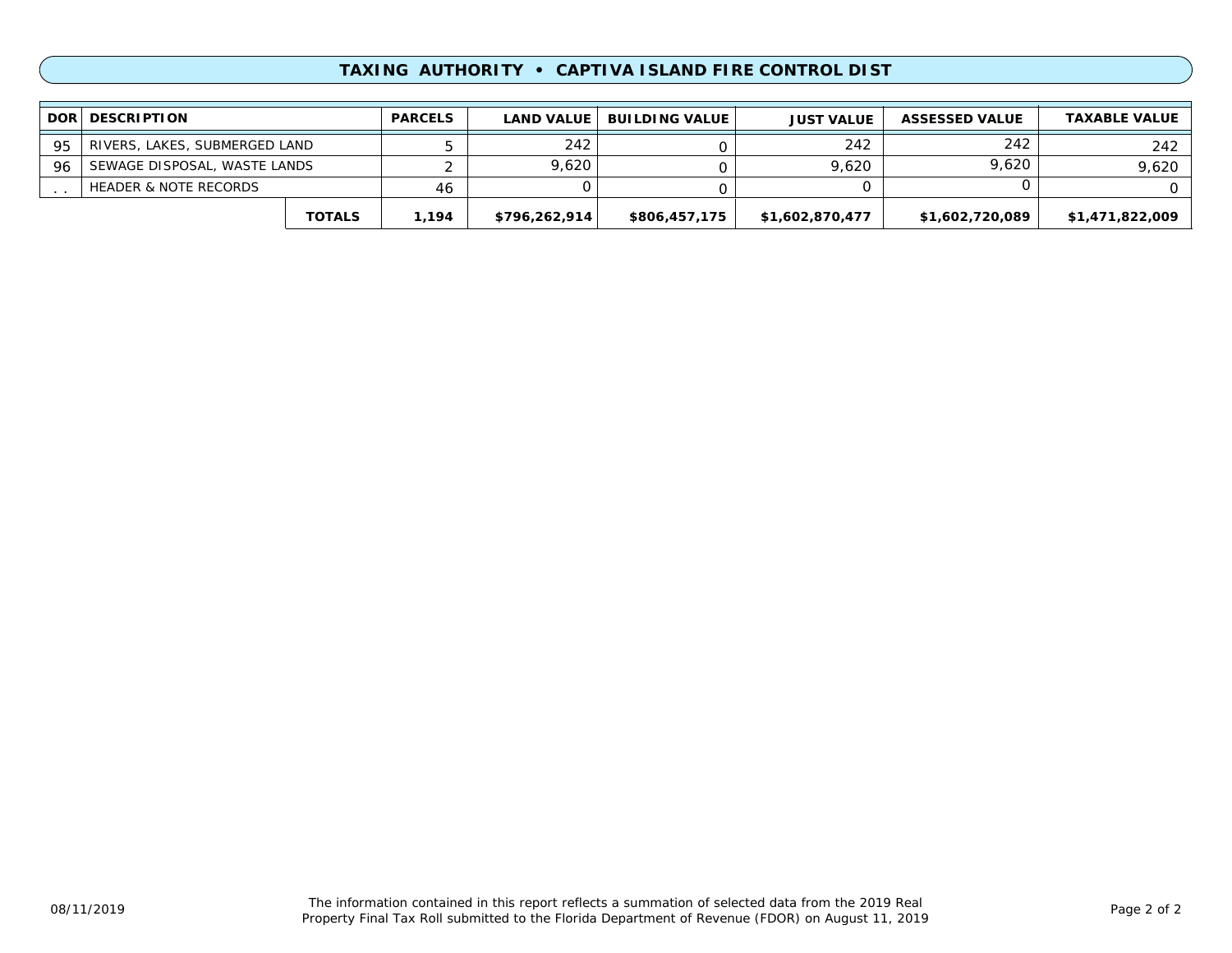## TAXING AUTHORITY • CAPTIVA ISLAND FIRE CONTROL DIST

| DOR | DESCRIPTION | PARCELS | LAND VALUE | BUILDING VALUE | JUST VALUE | ASSESSED VALUE | TAXABLE VALUE |
|---|---|---|---|---|---|---|---|
| 95 | RIVERS, LAKES, SUBMERGED LAND | 5 | 242 | 0 | 242 | 242 | 242 |
| 96 | SEWAGE DISPOSAL, WASTE LANDS | 2 | 9,620 | 0 | 9,620 | 9,620 | 9,620 |
| . . | HEADER & NOTE RECORDS | 46 | 0 | 0 | 0 | 0 | 0 |
| | **TOTALS** | **1,194** | **$796,262,914** | **$806,457,175** | **$1,602,870,477** | **$1,602,720,089** | **$1,471,822,009** |

08/11/2019

The information contained in this report reflects a summation of selected data from the 2019 Real Property Final Tax Roll submitted to the Florida Department of Revenue (FDOR) on August 11, 2019